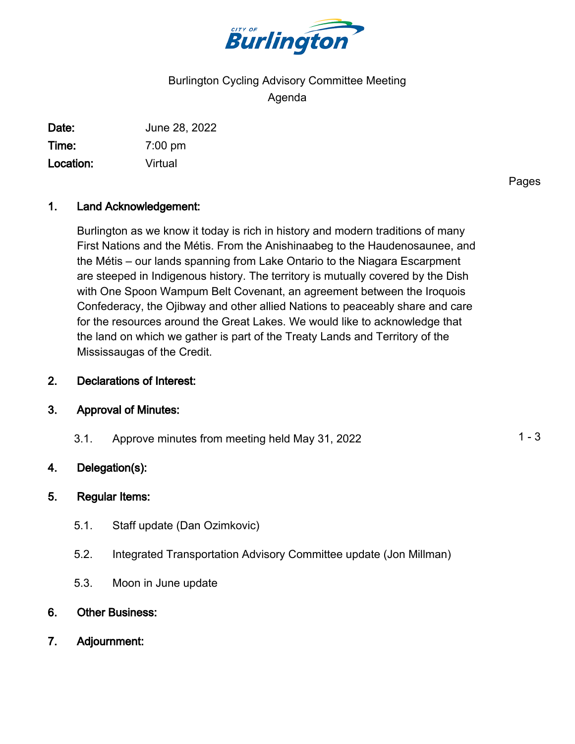CITY OF **Burlington**

# Burlington Cycling Advisory Committee Meeting
## Agenda

**Date:** June 28, 2022
**Time:** 7:00 pm
**Location:** Virtual

Pages

## 1. Land Acknowledgement:

Burlington as we know it today is rich in history and modern traditions of many First Nations and the Métis. From the Anishinaabeg to the Haudenosaunee, and the Métis – our lands spanning from Lake Ontario to the Niagara Escarpment are steeped in Indigenous history. The territory is mutually covered by the Dish with One Spoon Wampum Belt Covenant, an agreement between the Iroquois Confederacy, the Ojibway and other allied Nations to peaceably share and care for the resources around the Great Lakes. We would like to acknowledge that the land on which we gather is part of the Treaty Lands and Territory of the Mississaugas of the Credit.

## 2. Declarations of Interest:

## 3. Approval of Minutes:

3.1. Approve minutes from meeting held May 31, 2022 — 1 - 3

## 4. Delegation(s):

## 5. Regular Items:

5.1. Staff update (Dan Ozimkovic)

5.2. Integrated Transportation Advisory Committee update (Jon Millman)

5.3. Moon in June update

## 6. Other Business:

## 7. Adjournment: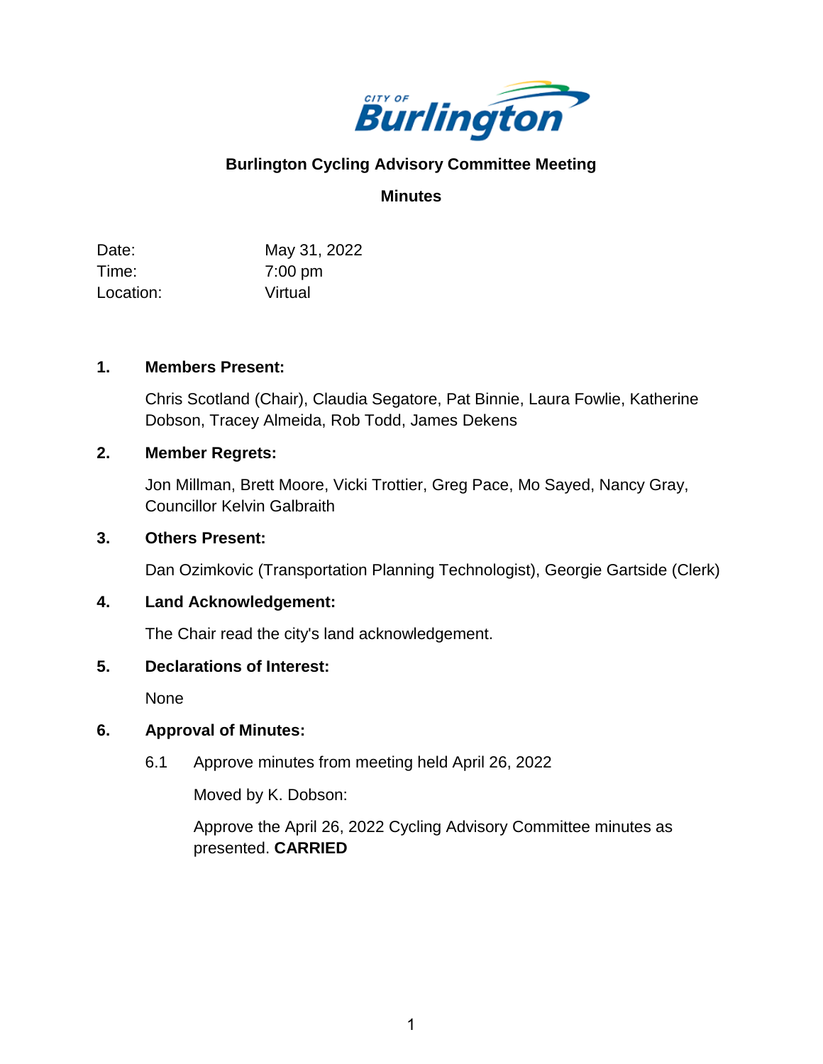**CITY OF Burlington**

# Burlington Cycling Advisory Committee Meeting

## Minutes

Date: May 31, 2022
Time: 7:00 pm
Location: Virtual

**1. Members Present:**

Chris Scotland (Chair), Claudia Segatore, Pat Binnie, Laura Fowlie, Katherine Dobson, Tracey Almeida, Rob Todd, James Dekens

**2. Member Regrets:**

Jon Millman, Brett Moore, Vicki Trottier, Greg Pace, Mo Sayed, Nancy Gray, Councillor Kelvin Galbraith

**3. Others Present:**

Dan Ozimkovic (Transportation Planning Technologist), Georgie Gartside (Clerk)

**4. Land Acknowledgement:**

The Chair read the city's land acknowledgement.

**5. Declarations of Interest:**

None

**6. Approval of Minutes:**

6.1 Approve minutes from meeting held April 26, 2022

Moved by K. Dobson:

Approve the April 26, 2022 Cycling Advisory Committee minutes as presented. **CARRIED**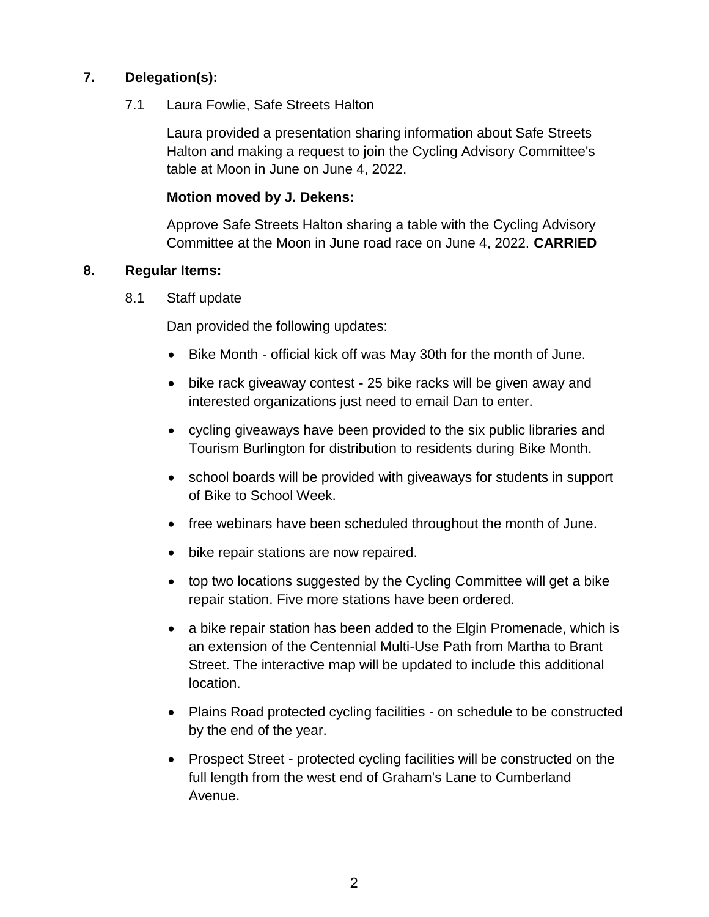## 7. Delegation(s):

### 7.1 Laura Fowlie, Safe Streets Halton

Laura provided a presentation sharing information about Safe Streets Halton and making a request to join the Cycling Advisory Committee's table at Moon in June on June 4, 2022.

**Motion moved by J. Dekens:**

Approve Safe Streets Halton sharing a table with the Cycling Advisory Committee at the Moon in June road race on June 4, 2022. **CARRIED**

## 8. Regular Items:

### 8.1 Staff update

Dan provided the following updates:

- Bike Month - official kick off was May 30th for the month of June.
- bike rack giveaway contest - 25 bike racks will be given away and interested organizations just need to email Dan to enter.
- cycling giveaways have been provided to the six public libraries and Tourism Burlington for distribution to residents during Bike Month.
- school boards will be provided with giveaways for students in support of Bike to School Week.
- free webinars have been scheduled throughout the month of June.
- bike repair stations are now repaired.
- top two locations suggested by the Cycling Committee will get a bike repair station. Five more stations have been ordered.
- a bike repair station has been added to the Elgin Promenade, which is an extension of the Centennial Multi-Use Path from Martha to Brant Street. The interactive map will be updated to include this additional location.
- Plains Road protected cycling facilities - on schedule to be constructed by the end of the year.
- Prospect Street - protected cycling facilities will be constructed on the full length from the west end of Graham's Lane to Cumberland Avenue.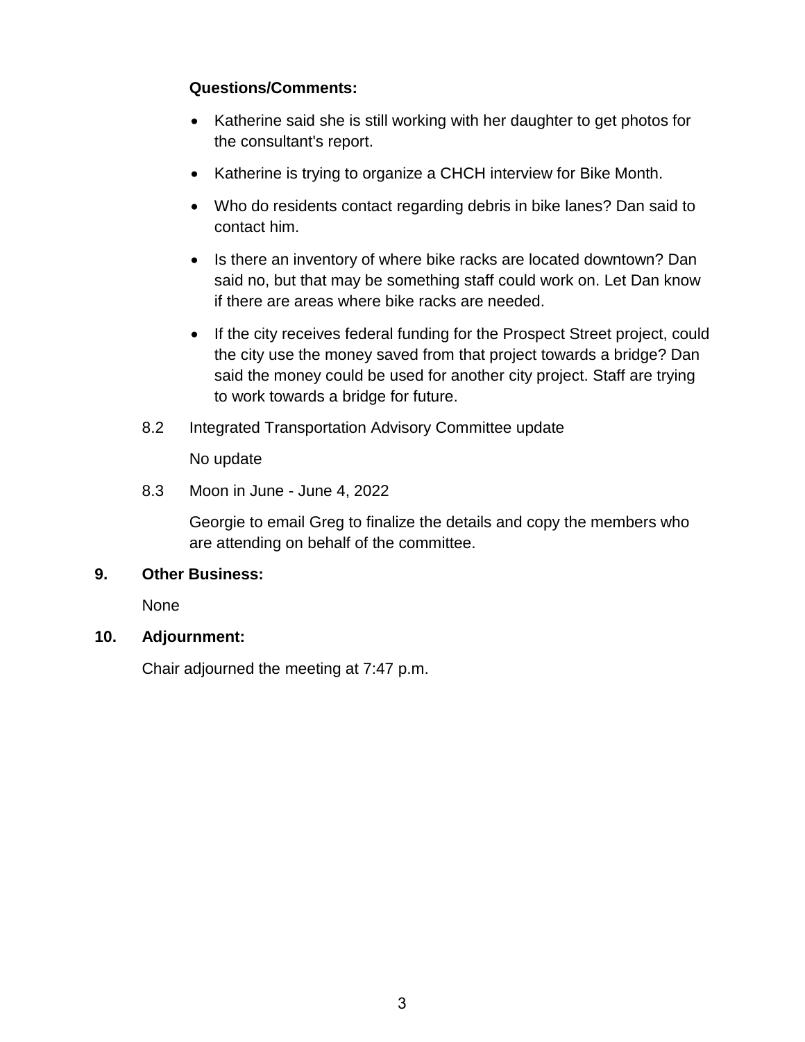**Questions/Comments:**

- Katherine said she is still working with her daughter to get photos for the consultant's report.
- Katherine is trying to organize a CHCH interview for Bike Month.
- Who do residents contact regarding debris in bike lanes? Dan said to contact him.
- Is there an inventory of where bike racks are located downtown? Dan said no, but that may be something staff could work on. Let Dan know if there are areas where bike racks are needed.
- If the city receives federal funding for the Prospect Street project, could the city use the money saved from that project towards a bridge? Dan said the money could be used for another city project. Staff are trying to work towards a bridge for future.

8.2 Integrated Transportation Advisory Committee update

No update

8.3 Moon in June - June 4, 2022

Georgie to email Greg to finalize the details and copy the members who are attending on behalf of the committee.

## 9. Other Business:

None

## 10. Adjournment:

Chair adjourned the meeting at 7:47 p.m.